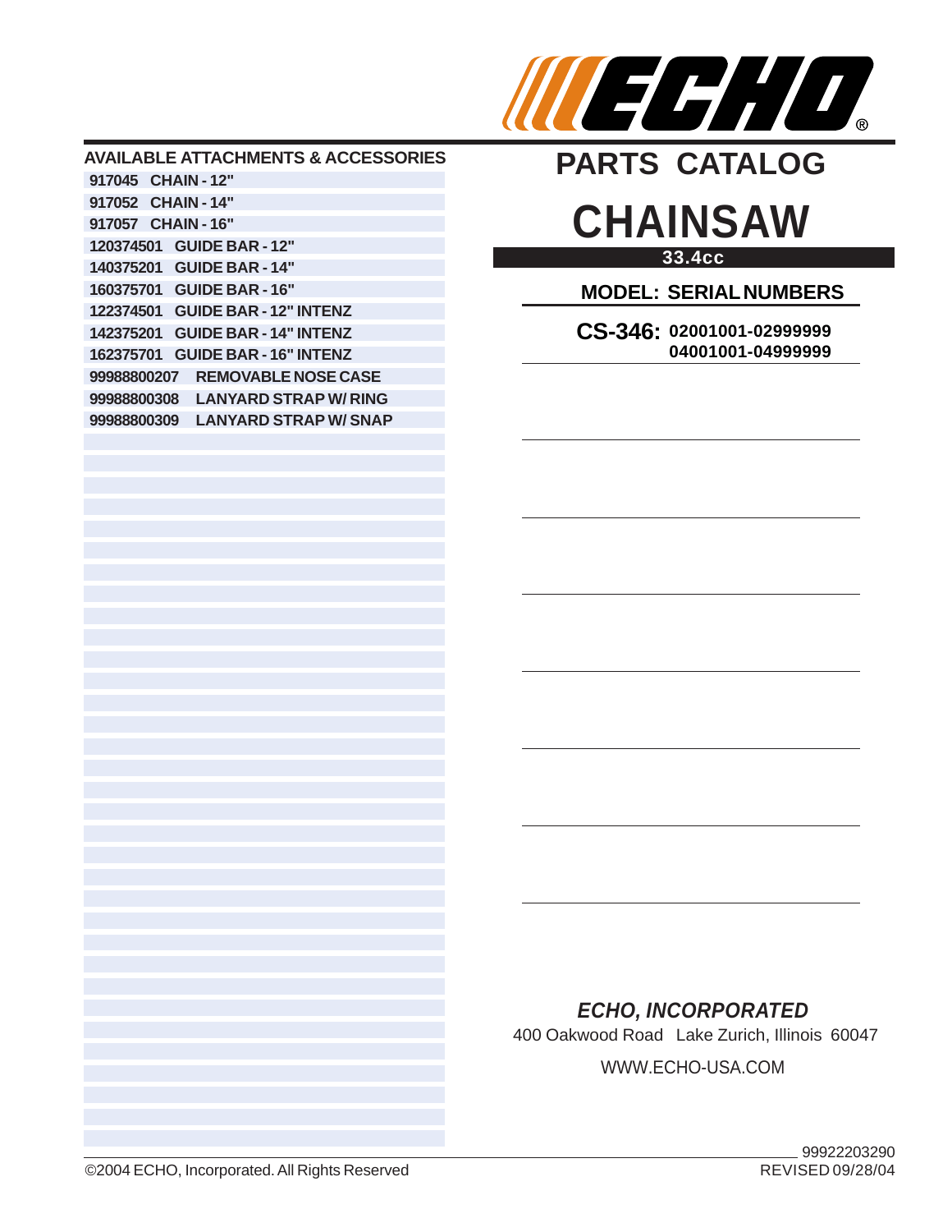# ECHO®

## PARTS CATALOG

# CHAINSAW

**33.4cc**

**MODEL: SERIAL NUMBERS**

**CS-346:** 02001001-02999999
04001001-04999999

## AVAILABLE ATTACHMENTS & ACCESSORIES

| Part Number | Description |
|---|---|
| 917045 | CHAIN - 12" |
| 917052 | CHAIN - 14" |
| 917057 | CHAIN - 16" |
| 120374501 | GUIDE BAR - 12" |
| 140375201 | GUIDE BAR - 14" |
| 160375701 | GUIDE BAR - 16" |
| 122374501 | GUIDE BAR - 12" INTENZ |
| 142375201 | GUIDE BAR - 14" INTENZ |
| 162375701 | GUIDE BAR - 16" INTENZ |
| 99988800207 | REMOVABLE NOSE CASE |
| 99988800308 | LANYARD STRAP W/ RING |
| 99988800309 | LANYARD STRAP W/ SNAP |

***ECHO, INCORPORATED***

400 Oakwood Road Lake Zurich, Illinois 60047

WWW.ECHO-USA.COM

©2004 ECHO, Incorporated. All Rights Reserved

99922203290
REVISED 09/28/04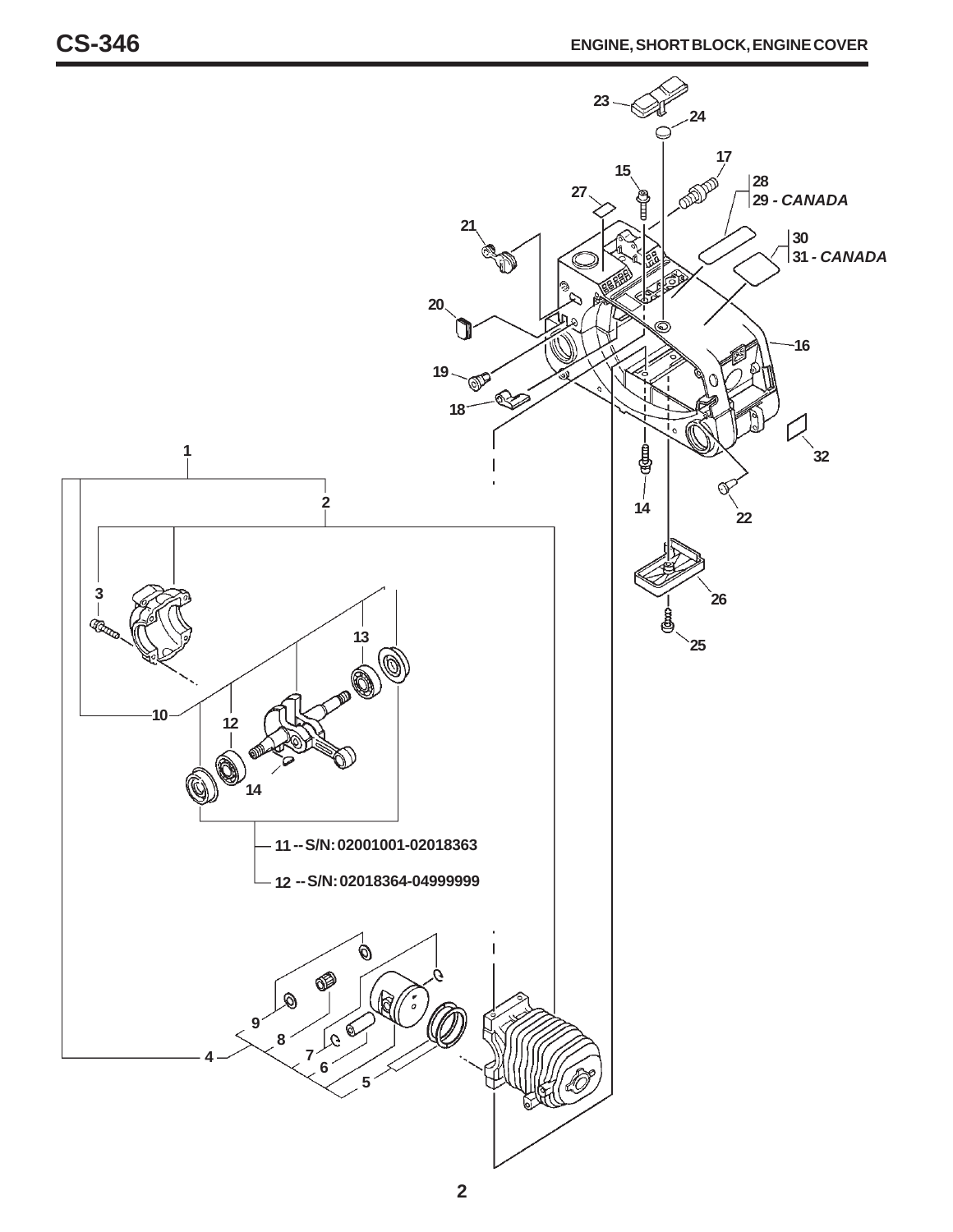# CS-346

## ENGINE, SHORT BLOCK, ENGINE COVER

23
24
17
15
28
29 - *CANADA*
27
21
30
31 - *CANADA*
20
16
19
18
32
1
14
22
2
26
3
25
13
10
12
14
11 -- S/N: 02001001-02018363
12 -- S/N: 02018364-04999999
9
8
7
6
4
5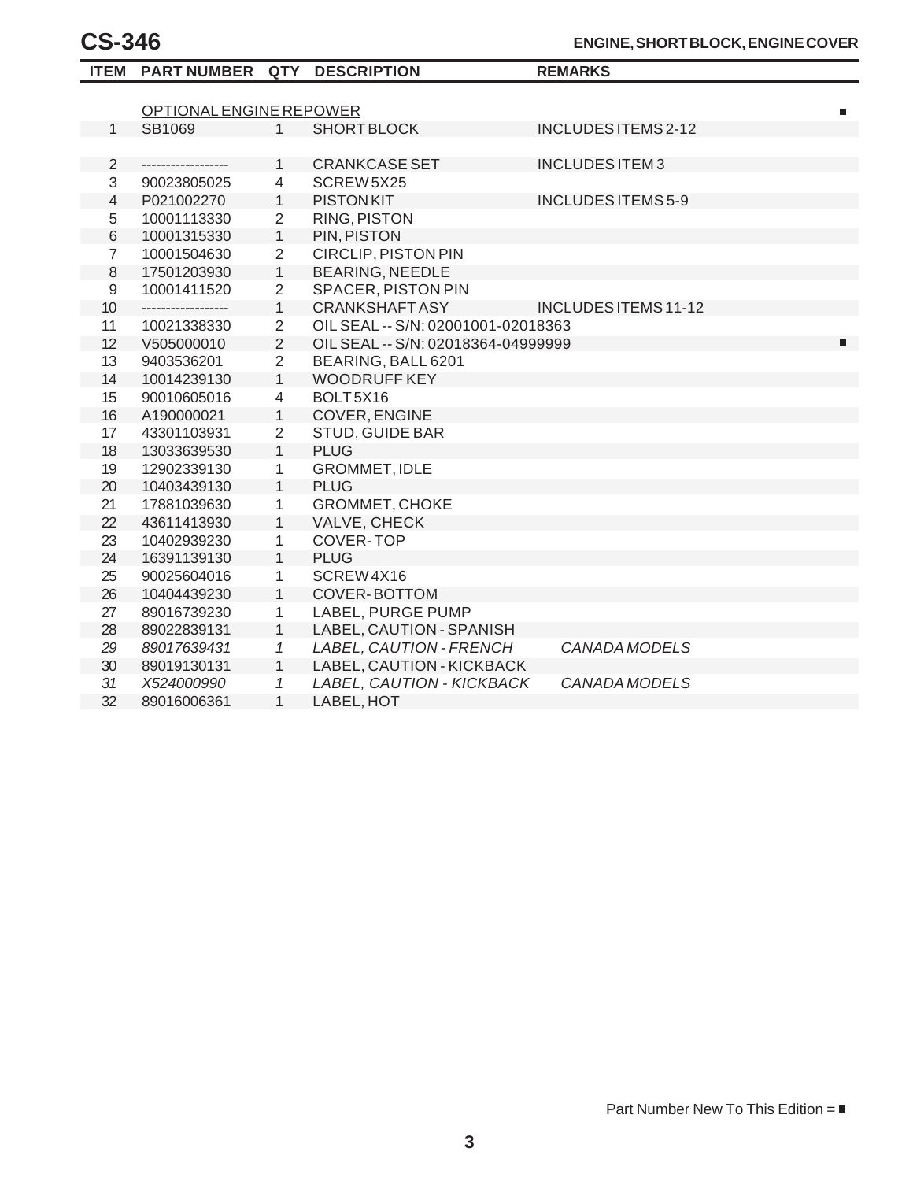# CS-346

## ENGINE, SHORT BLOCK, ENGINE COVER

| ITEM | PART NUMBER | QTY | DESCRIPTION | REMARKS | |
|---|---|---|---|---|---|
| | OPTIONAL ENGINE REPOWER | | | | ■ |
| 1 | SB1069 | 1 | SHORT BLOCK | INCLUDES ITEMS 2-12 | |
| | | | | | |
| 2 | ------------------ | 1 | CRANKCASE SET | INCLUDES ITEM 3 | |
| 3 | 90023805025 | 4 | SCREW 5X25 | | |
| 4 | P021002270 | 1 | PISTON KIT | INCLUDES ITEMS 5-9 | |
| 5 | 10001113330 | 2 | RING, PISTON | | |
| 6 | 10001315330 | 1 | PIN, PISTON | | |
| 7 | 10001504630 | 2 | CIRCLIP, PISTON PIN | | |
| 8 | 17501203930 | 1 | BEARING, NEEDLE | | |
| 9 | 10001411520 | 2 | SPACER, PISTON PIN | | |
| 10 | ------------------ | 1 | CRANKSHAFT ASY | INCLUDES ITEMS 11-12 | |
| 11 | 10021338330 | 2 | OIL SEAL -- S/N: 02001001-02018363 | | |
| 12 | V505000010 | 2 | OIL SEAL -- S/N: 02018364-04999999 | | ■ |
| 13 | 9403536201 | 2 | BEARING, BALL 6201 | | |
| 14 | 10014239130 | 1 | WOODRUFF KEY | | |
| 15 | 90010605016 | 4 | BOLT 5X16 | | |
| 16 | A190000021 | 1 | COVER, ENGINE | | |
| 17 | 43301103931 | 2 | STUD, GUIDE BAR | | |
| 18 | 13033639530 | 1 | PLUG | | |
| 19 | 12902339130 | 1 | GROMMET, IDLE | | |
| 20 | 10403439130 | 1 | PLUG | | |
| 21 | 17881039630 | 1 | GROMMET, CHOKE | | |
| 22 | 43611413930 | 1 | VALVE, CHECK | | |
| 23 | 10402939230 | 1 | COVER-TOP | | |
| 24 | 16391139130 | 1 | PLUG | | |
| 25 | 90025604016 | 1 | SCREW 4X16 | | |
| 26 | 10404439230 | 1 | COVER-BOTTOM | | |
| 27 | 89016739230 | 1 | LABEL, PURGE PUMP | | |
| 28 | 89022839131 | 1 | LABEL, CAUTION - SPANISH | | |
| *29* | *89017639431* | *1* | *LABEL, CAUTION - FRENCH* | *CANADA MODELS* | |
| 30 | 89019130131 | 1 | LABEL, CAUTION - KICKBACK | | |
| *31* | *X524000990* | *1* | *LABEL, CAUTION - KICKBACK* | *CANADA MODELS* | |
| 32 | 89016006361 | 1 | LABEL, HOT | | |

Part Number New To This Edition = ■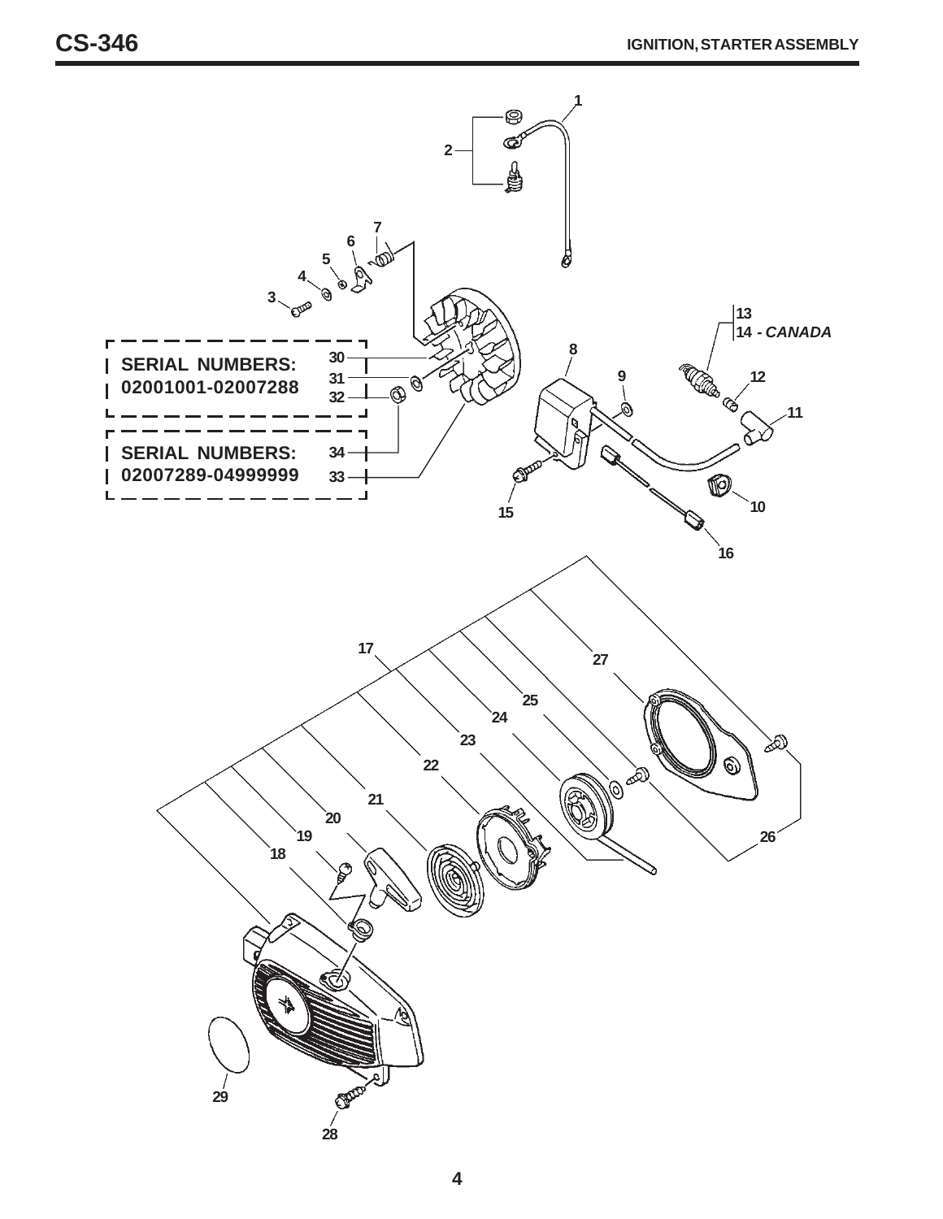## IGNITION, STARTER ASSEMBLY

SERIAL NUMBERS:
02001001-02007288

SERIAL NUMBERS:
02007289-04999999

13
14 - *CANADA*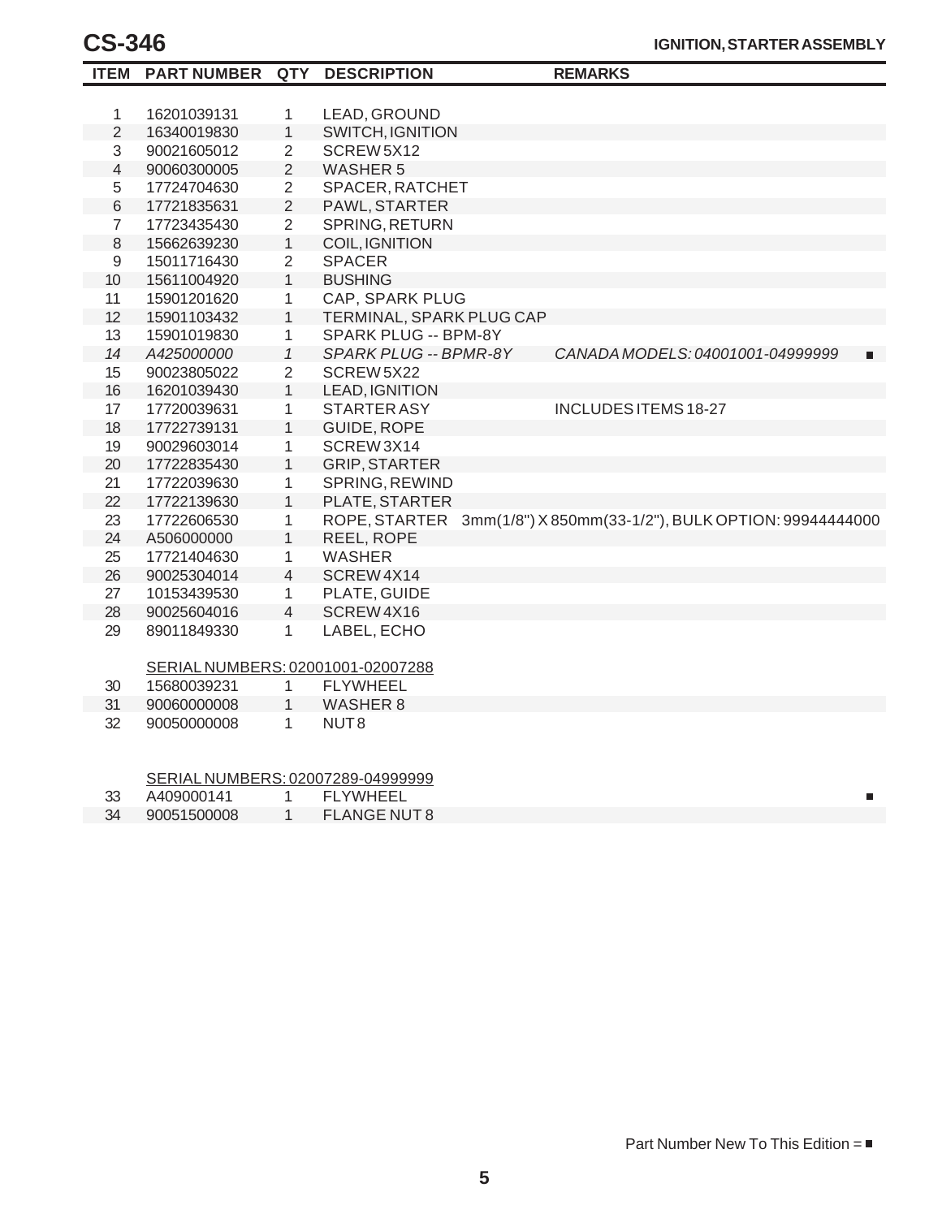# CS-346

**IGNITION, STARTER ASSEMBLY**

| ITEM | PART NUMBER | QTY | DESCRIPTION | REMARKS | |
|---|---|---|---|---|---|
| 1 | 16201039131 | 1 | LEAD, GROUND | | |
| 2 | 16340019830 | 1 | SWITCH, IGNITION | | |
| 3 | 90021605012 | 2 | SCREW 5X12 | | |
| 4 | 90060300005 | 2 | WASHER 5 | | |
| 5 | 17724704630 | 2 | SPACER, RATCHET | | |
| 6 | 17721835631 | 2 | PAWL, STARTER | | |
| 7 | 17723435430 | 2 | SPRING, RETURN | | |
| 8 | 15662639230 | 1 | COIL, IGNITION | | |
| 9 | 15011716430 | 2 | SPACER | | |
| 10 | 15611004920 | 1 | BUSHING | | |
| 11 | 15901201620 | 1 | CAP, SPARK PLUG | | |
| 12 | 15901103432 | 1 | TERMINAL, SPARK PLUG CAP | | |
| 13 | 15901019830 | 1 | SPARK PLUG -- BPM-8Y | | |
| *14* | *A425000000* | *1* | *SPARK PLUG -- BPMR-8Y* | *CANADA MODELS: 04001001-04999999* | ■ |
| 15 | 90023805022 | 2 | SCREW 5X22 | | |
| 16 | 16201039430 | 1 | LEAD, IGNITION | | |
| 17 | 17720039631 | 1 | STARTER ASY | INCLUDES ITEMS 18-27 | |
| 18 | 17722739131 | 1 | GUIDE, ROPE | | |
| 19 | 90029603014 | 1 | SCREW 3X14 | | |
| 20 | 17722835430 | 1 | GRIP, STARTER | | |
| 21 | 17722039630 | 1 | SPRING, REWIND | | |
| 22 | 17722139630 | 1 | PLATE, STARTER | | |
| 23 | 17722606530 | 1 | ROPE, STARTER | 3mm(1/8") X 850mm(33-1/2"), BULK OPTION: 99944444000 | |
| 24 | A506000000 | 1 | REEL, ROPE | | |
| 25 | 17721404630 | 1 | WASHER | | |
| 26 | 90025304014 | 4 | SCREW 4X14 | | |
| 27 | 10153439530 | 1 | PLATE, GUIDE | | |
| 28 | 90025604016 | 4 | SCREW 4X16 | | |
| 29 | 89011849330 | 1 | LABEL, ECHO | | |
| | SERIAL NUMBERS: 02001001-02007288 | | | | |
| 30 | 15680039231 | 1 | FLYWHEEL | | |
| 31 | 90060000008 | 1 | WASHER 8 | | |
| 32 | 90050000008 | 1 | NUT 8 | | |
| | SERIAL NUMBERS: 02007289-04999999 | | | | |
| 33 | A409000141 | 1 | FLYWHEEL | | ■ |
| 34 | 90051500008 | 1 | FLANGE NUT 8 | | |

Part Number New To This Edition = ■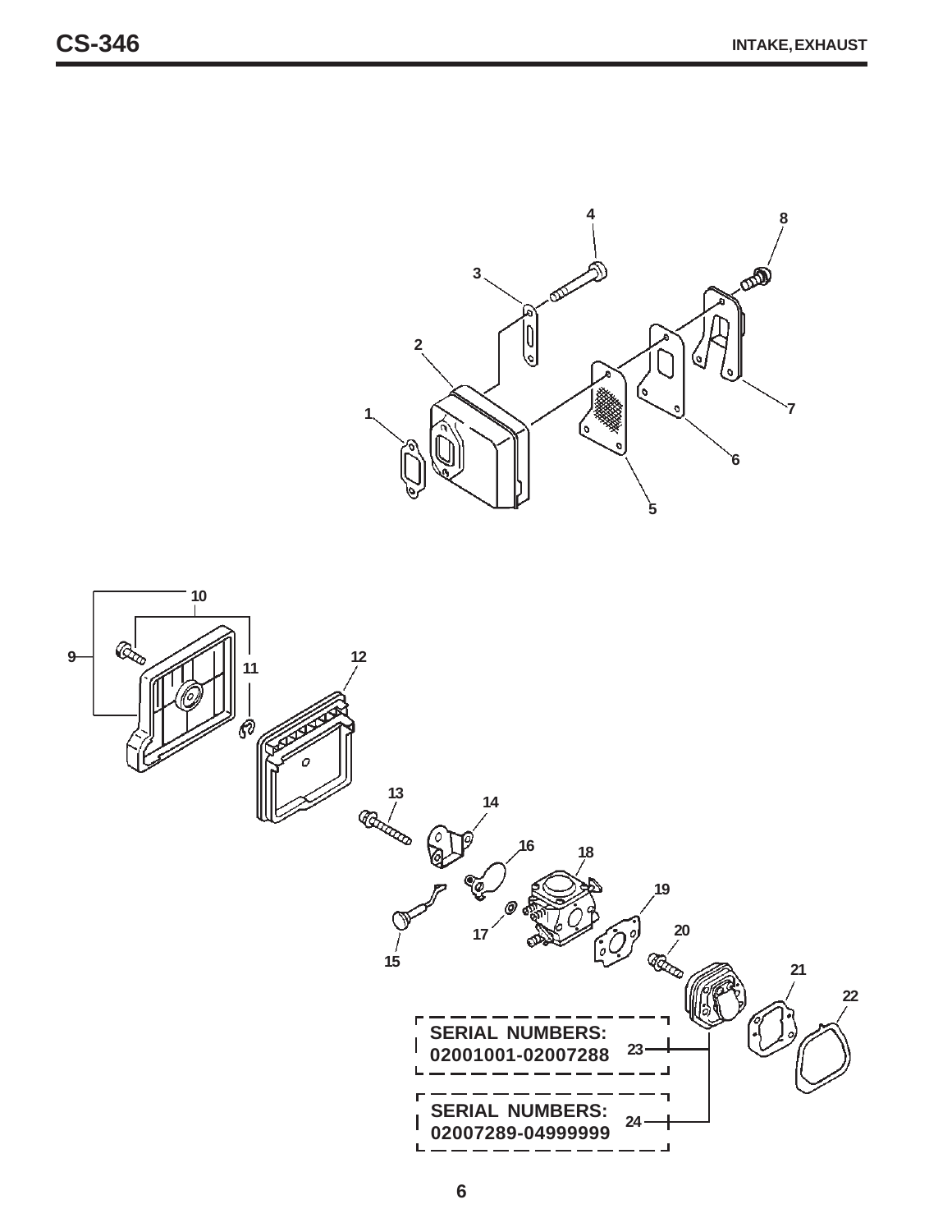# CS-346

## INTAKE, EXHAUST

SERIAL NUMBERS: 02001001-02007288 — 23

SERIAL NUMBERS: 02007289-04999999 — 24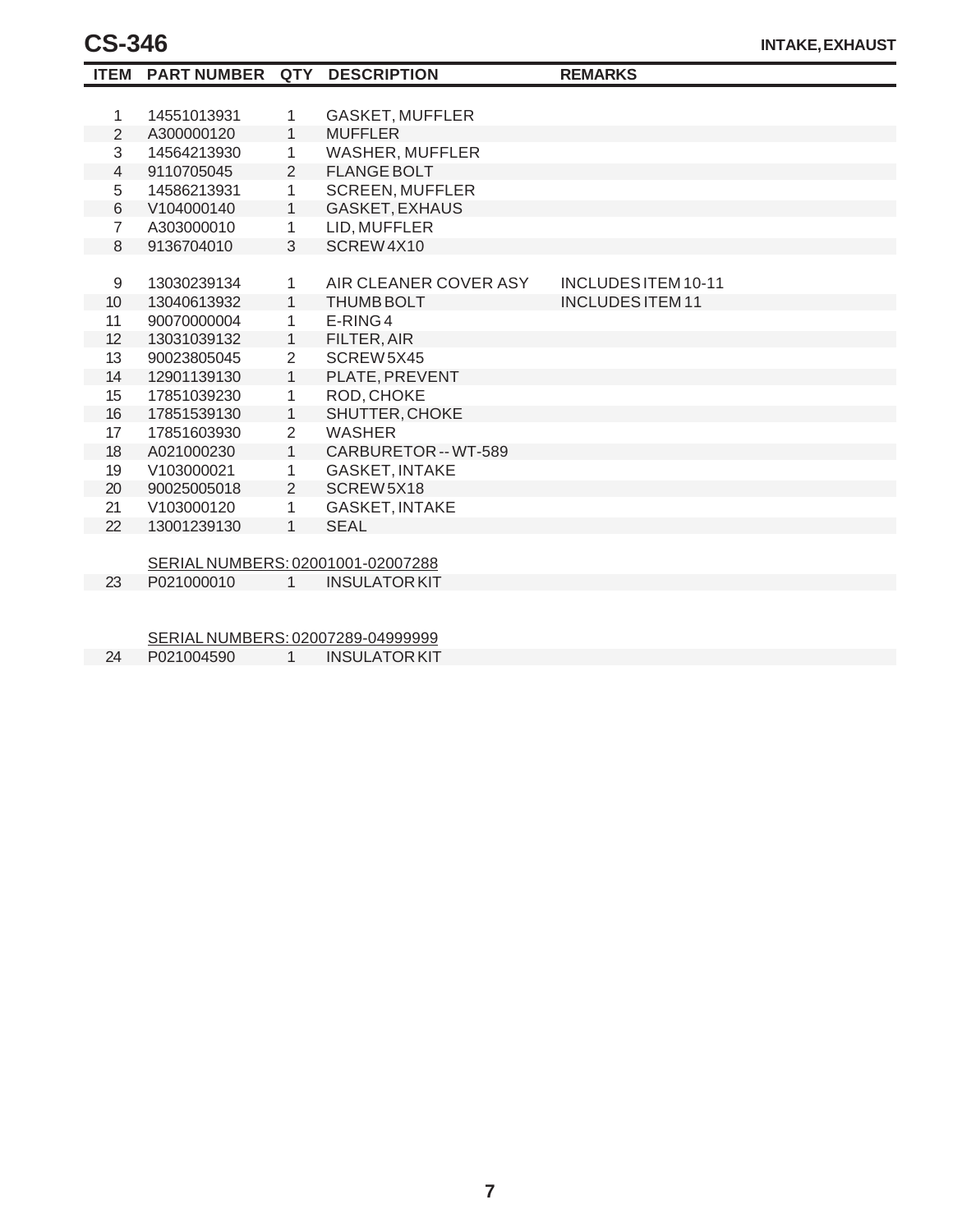# CS-346

## INTAKE, EXHAUST

| ITEM | PART NUMBER | QTY | DESCRIPTION | REMARKS |
|---|---|---|---|---|
| 1 | 14551013931 | 1 | GASKET, MUFFLER | |
| 2 | A300000120 | 1 | MUFFLER | |
| 3 | 14564213930 | 1 | WASHER, MUFFLER | |
| 4 | 9110705045 | 2 | FLANGE BOLT | |
| 5 | 14586213931 | 1 | SCREEN, MUFFLER | |
| 6 | V104000140 | 1 | GASKET, EXHAUS | |
| 7 | A303000010 | 1 | LID, MUFFLER | |
| 8 | 9136704010 | 3 | SCREW 4X10 | |
| 9 | 13030239134 | 1 | AIR CLEANER COVER ASY | INCLUDES ITEM 10-11 |
| 10 | 13040613932 | 1 | THUMB BOLT | INCLUDES ITEM 11 |
| 11 | 90070000004 | 1 | E-RING 4 | |
| 12 | 13031039132 | 1 | FILTER, AIR | |
| 13 | 90023805045 | 2 | SCREW 5X45 | |
| 14 | 12901139130 | 1 | PLATE, PREVENT | |
| 15 | 17851039230 | 1 | ROD, CHOKE | |
| 16 | 17851539130 | 1 | SHUTTER, CHOKE | |
| 17 | 17851603930 | 2 | WASHER | |
| 18 | A021000230 | 1 | CARBURETOR -- WT-589 | |
| 19 | V103000021 | 1 | GASKET, INTAKE | |
| 20 | 90025005018 | 2 | SCREW 5X18 | |
| 21 | V103000120 | 1 | GASKET, INTAKE | |
| 22 | 13001239130 | 1 | SEAL | |
| | SERIAL NUMBERS: 02001001-02007288 | | | |
| 23 | P021000010 | 1 | INSULATOR KIT | |
| | SERIAL NUMBERS: 02007289-04999999 | | | |
| 24 | P021004590 | 1 | INSULATOR KIT | |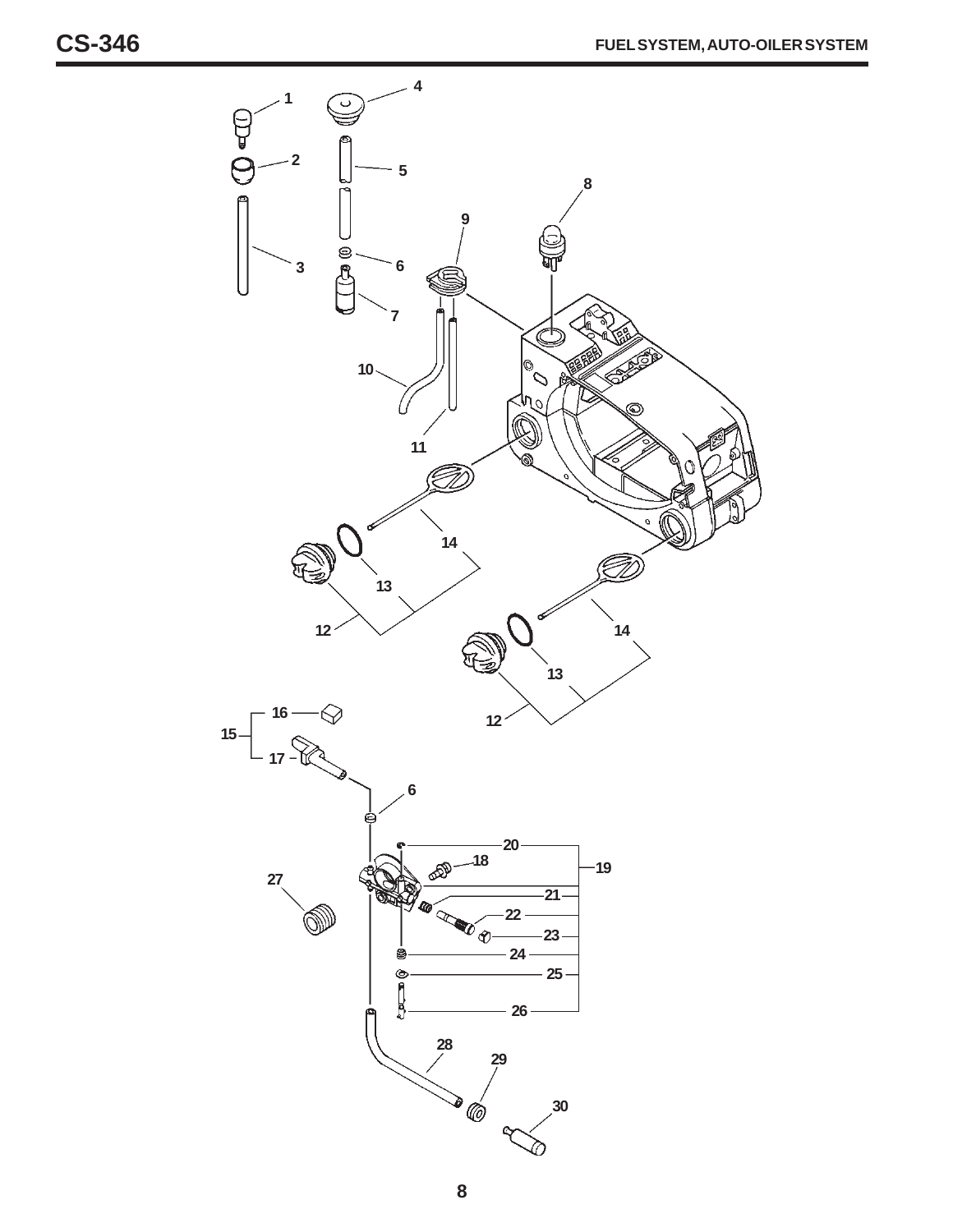# FUEL SYSTEM, AUTO-OILER SYSTEM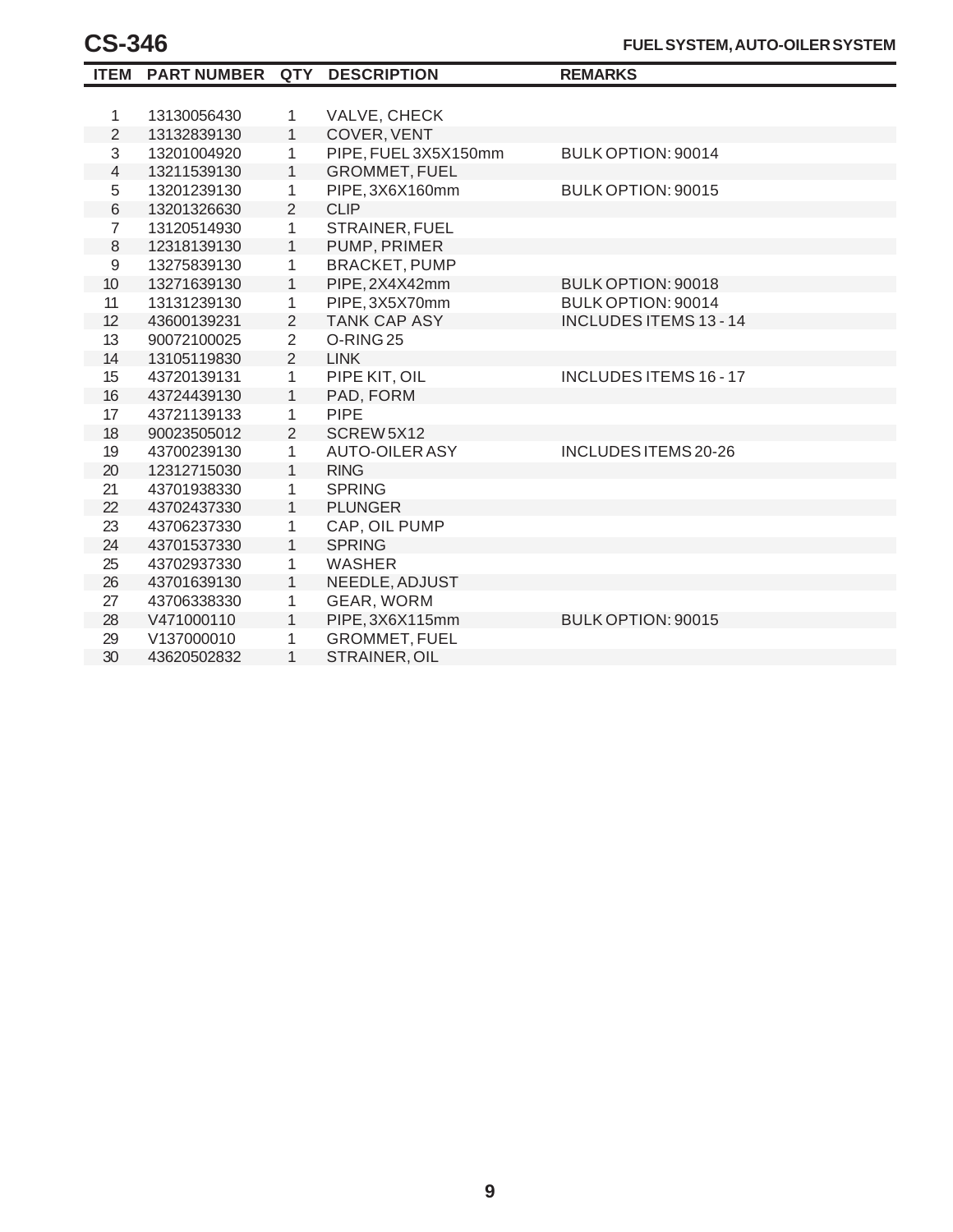# CS-346

## FUEL SYSTEM, AUTO-OILER SYSTEM

| ITEM | PART NUMBER | QTY | DESCRIPTION | REMARKS |
|---|---|---|---|---|
| 1 | 13130056430 | 1 | VALVE, CHECK | |
| 2 | 13132839130 | 1 | COVER, VENT | |
| 3 | 13201004920 | 1 | PIPE, FUEL 3X5X150mm | BULK OPTION: 90014 |
| 4 | 13211539130 | 1 | GROMMET, FUEL | |
| 5 | 13201239130 | 1 | PIPE, 3X6X160mm | BULK OPTION: 90015 |
| 6 | 13201326630 | 2 | CLIP | |
| 7 | 13120514930 | 1 | STRAINER, FUEL | |
| 8 | 12318139130 | 1 | PUMP, PRIMER | |
| 9 | 13275839130 | 1 | BRACKET, PUMP | |
| 10 | 13271639130 | 1 | PIPE, 2X4X42mm | BULK OPTION: 90018 |
| 11 | 13131239130 | 1 | PIPE, 3X5X70mm | BULK OPTION: 90014 |
| 12 | 43600139231 | 2 | TANK CAP ASY | INCLUDES ITEMS 13 - 14 |
| 13 | 90072100025 | 2 | O-RING 25 | |
| 14 | 13105119830 | 2 | LINK | |
| 15 | 43720139131 | 1 | PIPE KIT, OIL | INCLUDES ITEMS 16 - 17 |
| 16 | 43724439130 | 1 | PAD, FORM | |
| 17 | 43721139133 | 1 | PIPE | |
| 18 | 90023505012 | 2 | SCREW 5X12 | |
| 19 | 43700239130 | 1 | AUTO-OILER ASY | INCLUDES ITEMS 20-26 |
| 20 | 12312715030 | 1 | RING | |
| 21 | 43701938330 | 1 | SPRING | |
| 22 | 43702437330 | 1 | PLUNGER | |
| 23 | 43706237330 | 1 | CAP, OIL PUMP | |
| 24 | 43701537330 | 1 | SPRING | |
| 25 | 43702937330 | 1 | WASHER | |
| 26 | 43701639130 | 1 | NEEDLE, ADJUST | |
| 27 | 43706338330 | 1 | GEAR, WORM | |
| 28 | V471000110 | 1 | PIPE, 3X6X115mm | BULK OPTION: 90015 |
| 29 | V137000010 | 1 | GROMMET, FUEL | |
| 30 | 43620502832 | 1 | STRAINER, OIL | |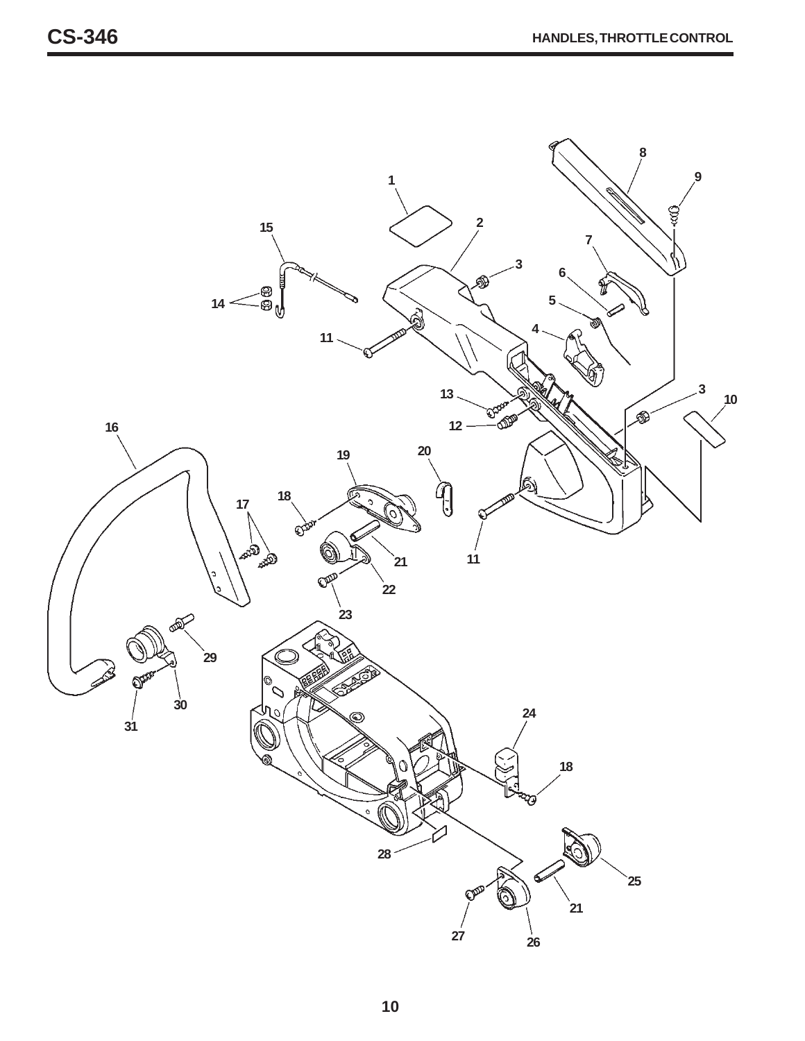## HANDLES, THROTTLE CONTROL

1, 2, 3, 4, 5, 6, 7, 8, 9, 10, 11, 12, 13, 14, 15, 16, 17, 18, 19, 20, 21, 22, 23, 24, 25, 26, 27, 28, 29, 30, 31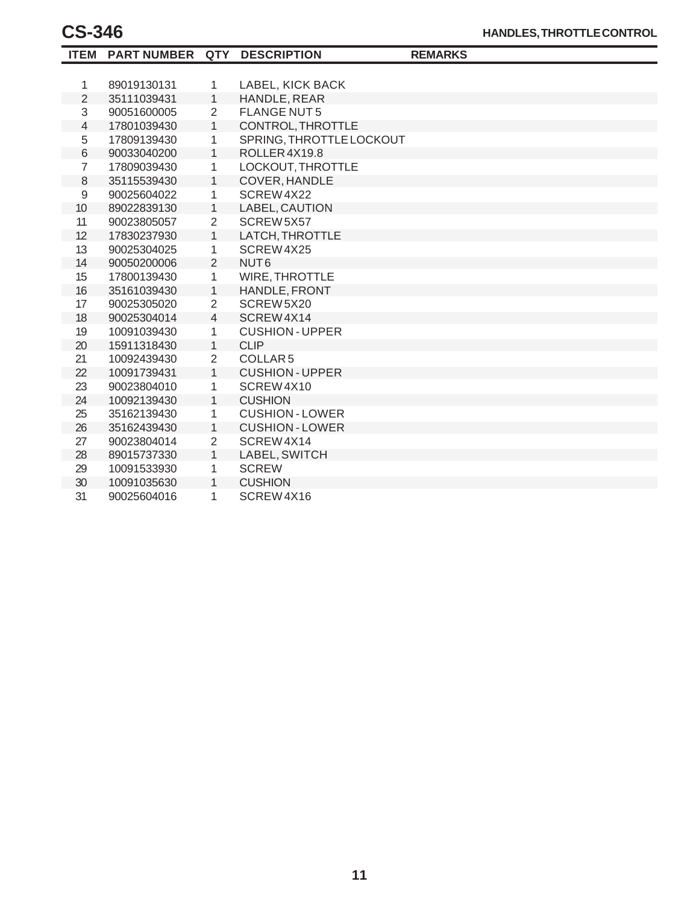# CS-346

## HANDLES, THROTTLE CONTROL

| ITEM | PART NUMBER | QTY | DESCRIPTION | REMARKS |
|---|---|---|---|---|
| 1 | 89019130131 | 1 | LABEL, KICK BACK | |
| 2 | 35111039431 | 1 | HANDLE, REAR | |
| 3 | 90051600005 | 2 | FLANGE NUT 5 | |
| 4 | 17801039430 | 1 | CONTROL, THROTTLE | |
| 5 | 17809139430 | 1 | SPRING, THROTTLE LOCKOUT | |
| 6 | 90033040200 | 1 | ROLLER 4X19.8 | |
| 7 | 17809039430 | 1 | LOCKOUT, THROTTLE | |
| 8 | 35115539430 | 1 | COVER, HANDLE | |
| 9 | 90025604022 | 1 | SCREW 4X22 | |
| 10 | 89022839130 | 1 | LABEL, CAUTION | |
| 11 | 90023805057 | 2 | SCREW 5X57 | |
| 12 | 17830237930 | 1 | LATCH, THROTTLE | |
| 13 | 90025304025 | 1 | SCREW 4X25 | |
| 14 | 90050200006 | 2 | NUT 6 | |
| 15 | 17800139430 | 1 | WIRE, THROTTLE | |
| 16 | 35161039430 | 1 | HANDLE, FRONT | |
| 17 | 90025305020 | 2 | SCREW 5X20 | |
| 18 | 90025304014 | 4 | SCREW 4X14 | |
| 19 | 10091039430 | 1 | CUSHION - UPPER | |
| 20 | 15911318430 | 1 | CLIP | |
| 21 | 10092439430 | 2 | COLLAR 5 | |
| 22 | 10091739431 | 1 | CUSHION - UPPER | |
| 23 | 90023804010 | 1 | SCREW 4X10 | |
| 24 | 10092139430 | 1 | CUSHION | |
| 25 | 35162139430 | 1 | CUSHION - LOWER | |
| 26 | 35162439430 | 1 | CUSHION - LOWER | |
| 27 | 90023804014 | 2 | SCREW 4X14 | |
| 28 | 89015737330 | 1 | LABEL, SWITCH | |
| 29 | 10091533930 | 1 | SCREW | |
| 30 | 10091035630 | 1 | CUSHION | |
| 31 | 90025604016 | 1 | SCREW 4X16 | |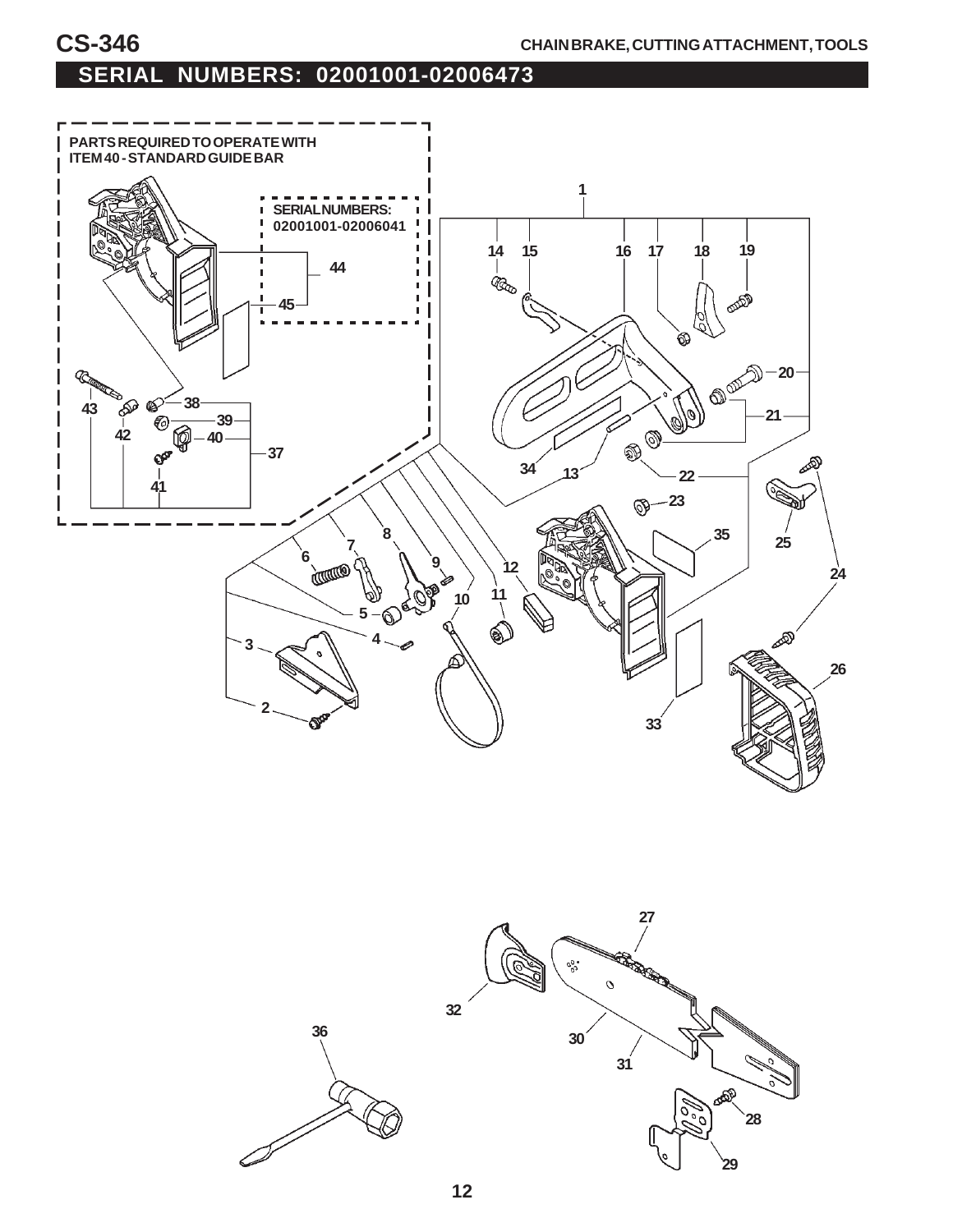# CS-346

CHAIN BRAKE, CUTTING ATTACHMENT, TOOLS

## SERIAL NUMBERS: 02001001-02006473

PARTS REQUIRED TO OPERATE WITH ITEM 40 - STANDARD GUIDE BAR

SERIAL NUMBERS: 02001001-02006041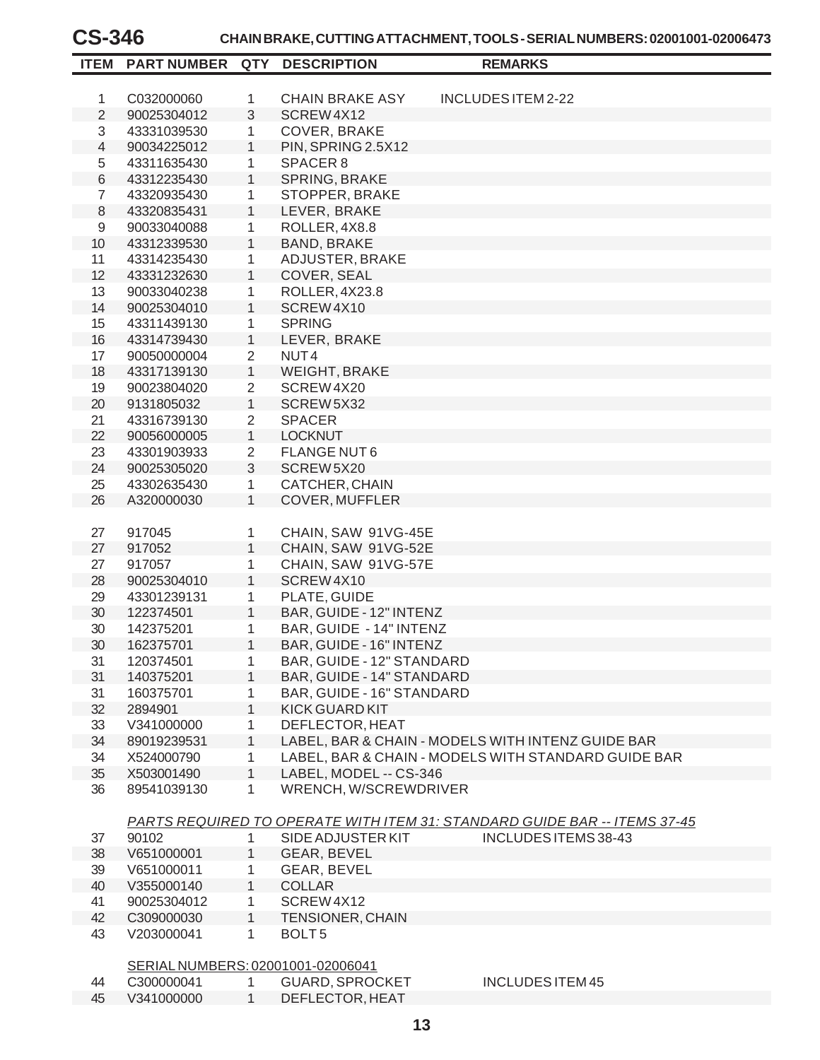# CS-346

## CHAIN BRAKE, CUTTING ATTACHMENT, TOOLS - SERIAL NUMBERS: 02001001-02006473

| ITEM | PART NUMBER | QTY | DESCRIPTION | REMARKS |
|---|---|---|---|---|
| 1 | C032000060 | 1 | CHAIN BRAKE ASY | INCLUDES ITEM 2-22 |
| 2 | 90025304012 | 3 | SCREW 4X12 | |
| 3 | 43331039530 | 1 | COVER, BRAKE | |
| 4 | 90034225012 | 1 | PIN, SPRING 2.5X12 | |
| 5 | 43311635430 | 1 | SPACER 8 | |
| 6 | 43312235430 | 1 | SPRING, BRAKE | |
| 7 | 43320935430 | 1 | STOPPER, BRAKE | |
| 8 | 43320835431 | 1 | LEVER, BRAKE | |
| 9 | 90033040088 | 1 | ROLLER, 4X8.8 | |
| 10 | 43312339530 | 1 | BAND, BRAKE | |
| 11 | 43314235430 | 1 | ADJUSTER, BRAKE | |
| 12 | 43331232630 | 1 | COVER, SEAL | |
| 13 | 90033040238 | 1 | ROLLER, 4X23.8 | |
| 14 | 90025304010 | 1 | SCREW 4X10 | |
| 15 | 43311439130 | 1 | SPRING | |
| 16 | 43314739430 | 1 | LEVER, BRAKE | |
| 17 | 90050000004 | 2 | NUT 4 | |
| 18 | 43317139130 | 1 | WEIGHT, BRAKE | |
| 19 | 90023804020 | 2 | SCREW 4X20 | |
| 20 | 9131805032 | 1 | SCREW 5X32 | |
| 21 | 43316739130 | 2 | SPACER | |
| 22 | 90056000005 | 1 | LOCKNUT | |
| 23 | 43301903933 | 2 | FLANGE NUT 6 | |
| 24 | 90025305020 | 3 | SCREW 5X20 | |
| 25 | 43302635430 | 1 | CATCHER, CHAIN | |
| 26 | A320000030 | 1 | COVER, MUFFLER | |
| 27 | 917045 | 1 | CHAIN, SAW 91VG-45E | |
| 27 | 917052 | 1 | CHAIN, SAW 91VG-52E | |
| 27 | 917057 | 1 | CHAIN, SAW 91VG-57E | |
| 28 | 90025304010 | 1 | SCREW 4X10 | |
| 29 | 43301239131 | 1 | PLATE, GUIDE | |
| 30 | 122374501 | 1 | BAR, GUIDE - 12" INTENZ | |
| 30 | 142375201 | 1 | BAR, GUIDE - 14" INTENZ | |
| 30 | 162375701 | 1 | BAR, GUIDE - 16" INTENZ | |
| 31 | 120374501 | 1 | BAR, GUIDE - 12" STANDARD | |
| 31 | 140375201 | 1 | BAR, GUIDE - 14" STANDARD | |
| 31 | 160375701 | 1 | BAR, GUIDE - 16" STANDARD | |
| 32 | 2894901 | 1 | KICK GUARD KIT | |
| 33 | V341000000 | 1 | DEFLECTOR, HEAT | |
| 34 | 89019239531 | 1 | LABEL, BAR & CHAIN - MODELS WITH INTENZ GUIDE BAR | |
| 34 | X524000790 | 1 | LABEL, BAR & CHAIN - MODELS WITH STANDARD GUIDE BAR | |
| 35 | X503001490 | 1 | LABEL, MODEL -- CS-346 | |
| 36 | 89541039130 | 1 | WRENCH, W/SCREWDRIVER | |

*PARTS REQUIRED TO OPERATE WITH ITEM 31: STANDARD GUIDE BAR -- ITEMS 37-45*

| ITEM | PART NUMBER | QTY | DESCRIPTION | REMARKS |
|---|---|---|---|---|
| 37 | 90102 | 1 | SIDE ADJUSTER KIT | INCLUDES ITEMS 38-43 |
| 38 | V651000001 | 1 | GEAR, BEVEL | |
| 39 | V651000011 | 1 | GEAR, BEVEL | |
| 40 | V355000140 | 1 | COLLAR | |
| 41 | 90025304012 | 1 | SCREW 4X12 | |
| 42 | C309000030 | 1 | TENSIONER, CHAIN | |
| 43 | V203000041 | 1 | BOLT 5 | |

SERIAL NUMBERS: 02001001-02006041

| ITEM | PART NUMBER | QTY | DESCRIPTION | REMARKS |
|---|---|---|---|---|
| 44 | C300000041 | 1 | GUARD, SPROCKET | INCLUDES ITEM 45 |
| 45 | V341000000 | 1 | DEFLECTOR, HEAT | |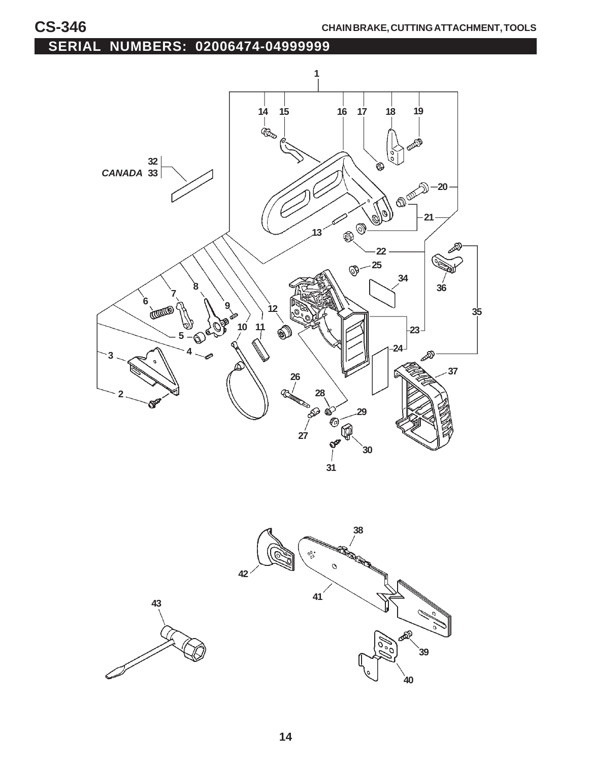# CS-346

## CHAIN BRAKE, CUTTING ATTACHMENT, TOOLS

## SERIAL NUMBERS: 02006474-04999999

1
14 15 16 17 18 19
32
CANADA 33
20
21
13
22
25
34
36
35
12
23
6 7 8 9
10 11
5
4
24
3
37
26
28
29
2
27
30
31

38
42
41
43
39
40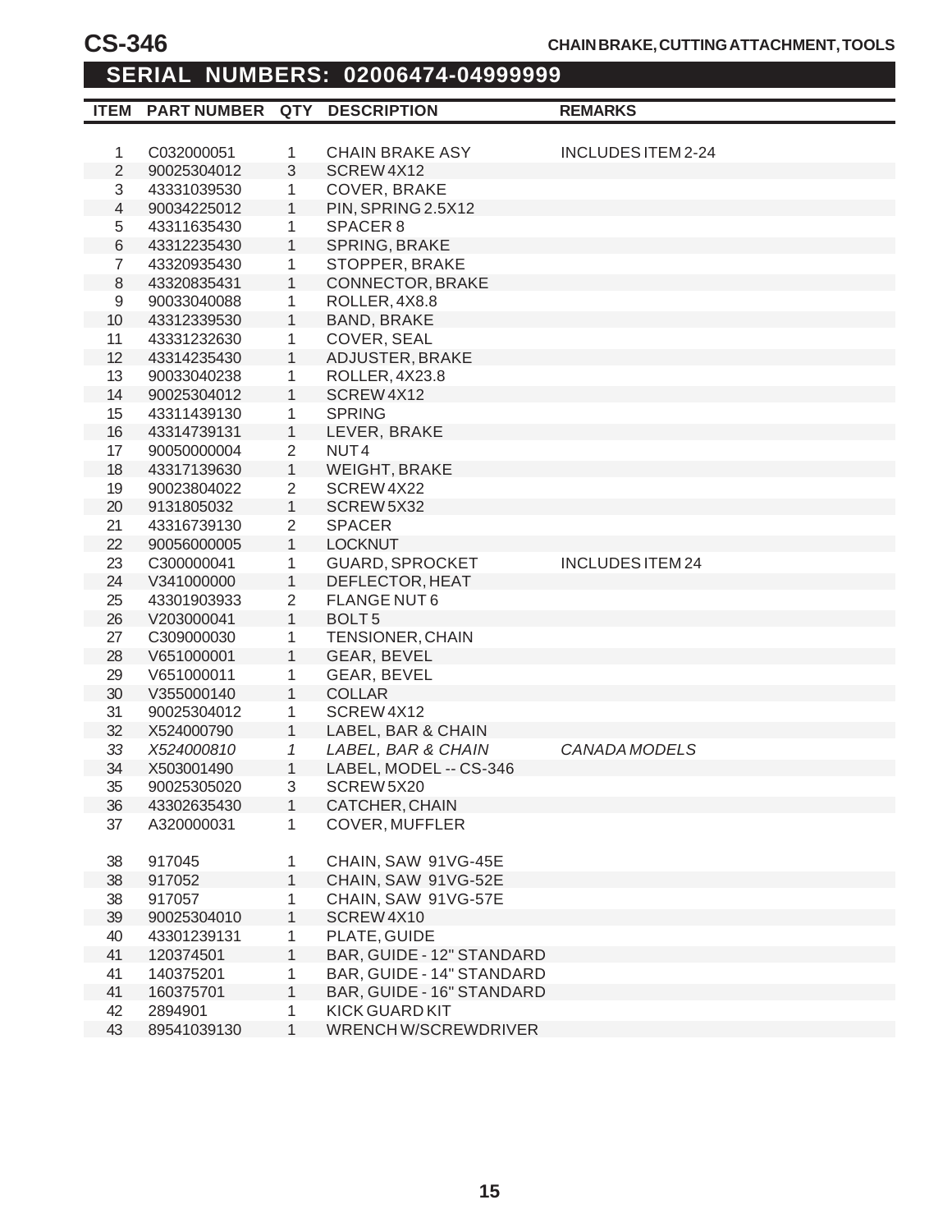# CS-346

**CHAIN BRAKE, CUTTING ATTACHMENT, TOOLS**

## SERIAL NUMBERS: 02006474-04999999

| ITEM | PART NUMBER | QTY | DESCRIPTION | REMARKS |
|---|---|---|---|---|
| 1 | C032000051 | 1 | CHAIN BRAKE ASY | INCLUDES ITEM 2-24 |
| 2 | 90025304012 | 3 | SCREW 4X12 | |
| 3 | 43331039530 | 1 | COVER, BRAKE | |
| 4 | 90034225012 | 1 | PIN, SPRING 2.5X12 | |
| 5 | 43311635430 | 1 | SPACER 8 | |
| 6 | 43312235430 | 1 | SPRING, BRAKE | |
| 7 | 43320935430 | 1 | STOPPER, BRAKE | |
| 8 | 43320835431 | 1 | CONNECTOR, BRAKE | |
| 9 | 90033040088 | 1 | ROLLER, 4X8.8 | |
| 10 | 43312339530 | 1 | BAND, BRAKE | |
| 11 | 43331232630 | 1 | COVER, SEAL | |
| 12 | 43314235430 | 1 | ADJUSTER, BRAKE | |
| 13 | 90033040238 | 1 | ROLLER, 4X23.8 | |
| 14 | 90025304012 | 1 | SCREW 4X12 | |
| 15 | 43311439130 | 1 | SPRING | |
| 16 | 43314739131 | 1 | LEVER, BRAKE | |
| 17 | 90050000004 | 2 | NUT 4 | |
| 18 | 43317139630 | 1 | WEIGHT, BRAKE | |
| 19 | 90023804022 | 2 | SCREW 4X22 | |
| 20 | 9131805032 | 1 | SCREW 5X32 | |
| 21 | 43316739130 | 2 | SPACER | |
| 22 | 90056000005 | 1 | LOCKNUT | |
| 23 | C300000041 | 1 | GUARD, SPROCKET | INCLUDES ITEM 24 |
| 24 | V341000000 | 1 | DEFLECTOR, HEAT | |
| 25 | 43301903933 | 2 | FLANGE NUT 6 | |
| 26 | V203000041 | 1 | BOLT 5 | |
| 27 | C309000030 | 1 | TENSIONER, CHAIN | |
| 28 | V651000001 | 1 | GEAR, BEVEL | |
| 29 | V651000011 | 1 | GEAR, BEVEL | |
| 30 | V355000140 | 1 | COLLAR | |
| 31 | 90025304012 | 1 | SCREW 4X12 | |
| 32 | X524000790 | 1 | LABEL, BAR & CHAIN | |
| *33* | *X524000810* | *1* | *LABEL, BAR & CHAIN* | *CANADA MODELS* |
| 34 | X503001490 | 1 | LABEL, MODEL -- CS-346 | |
| 35 | 90025305020 | 3 | SCREW 5X20 | |
| 36 | 43302635430 | 1 | CATCHER, CHAIN | |
| 37 | A320000031 | 1 | COVER, MUFFLER | |
| 38 | 917045 | 1 | CHAIN, SAW 91VG-45E | |
| 38 | 917052 | 1 | CHAIN, SAW 91VG-52E | |
| 38 | 917057 | 1 | CHAIN, SAW 91VG-57E | |
| 39 | 90025304010 | 1 | SCREW 4X10 | |
| 40 | 43301239131 | 1 | PLATE, GUIDE | |
| 41 | 120374501 | 1 | BAR, GUIDE - 12" STANDARD | |
| 41 | 140375201 | 1 | BAR, GUIDE - 14" STANDARD | |
| 41 | 160375701 | 1 | BAR, GUIDE - 16" STANDARD | |
| 42 | 2894901 | 1 | KICK GUARD KIT | |
| 43 | 89541039130 | 1 | WRENCH W/SCREWDRIVER | |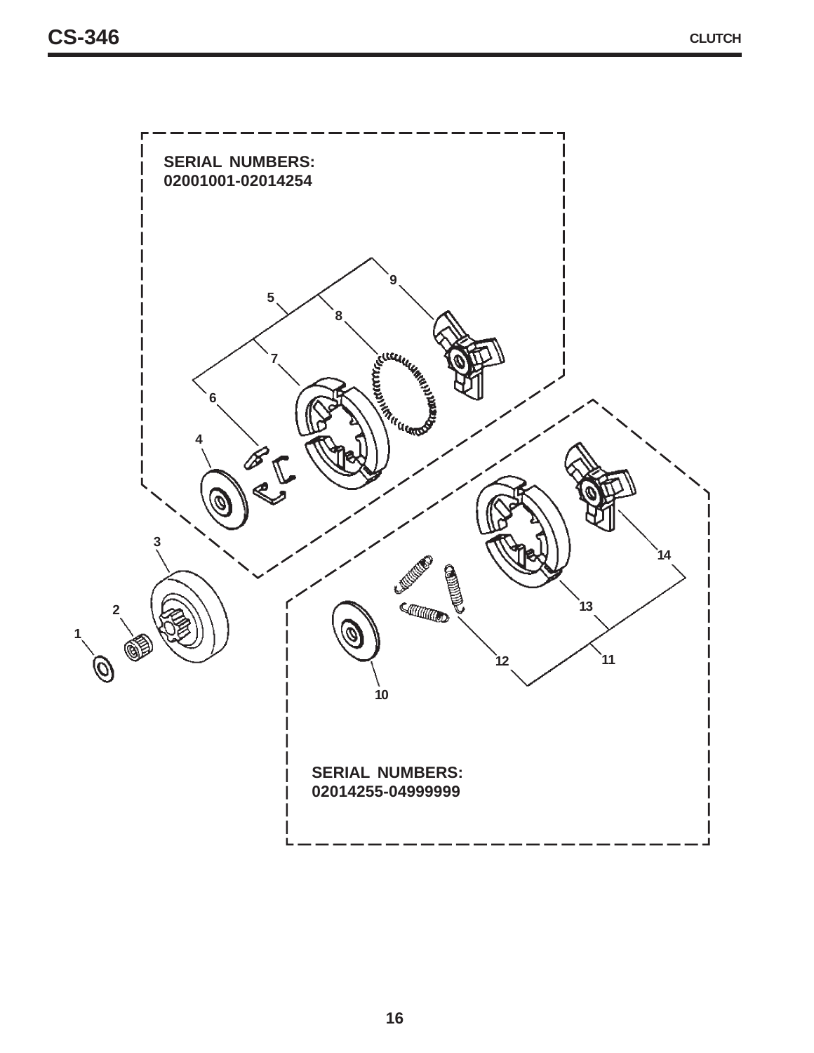## CLUTCH

SERIAL NUMBERS:
02001001-02014254

SERIAL NUMBERS:
02014255-04999999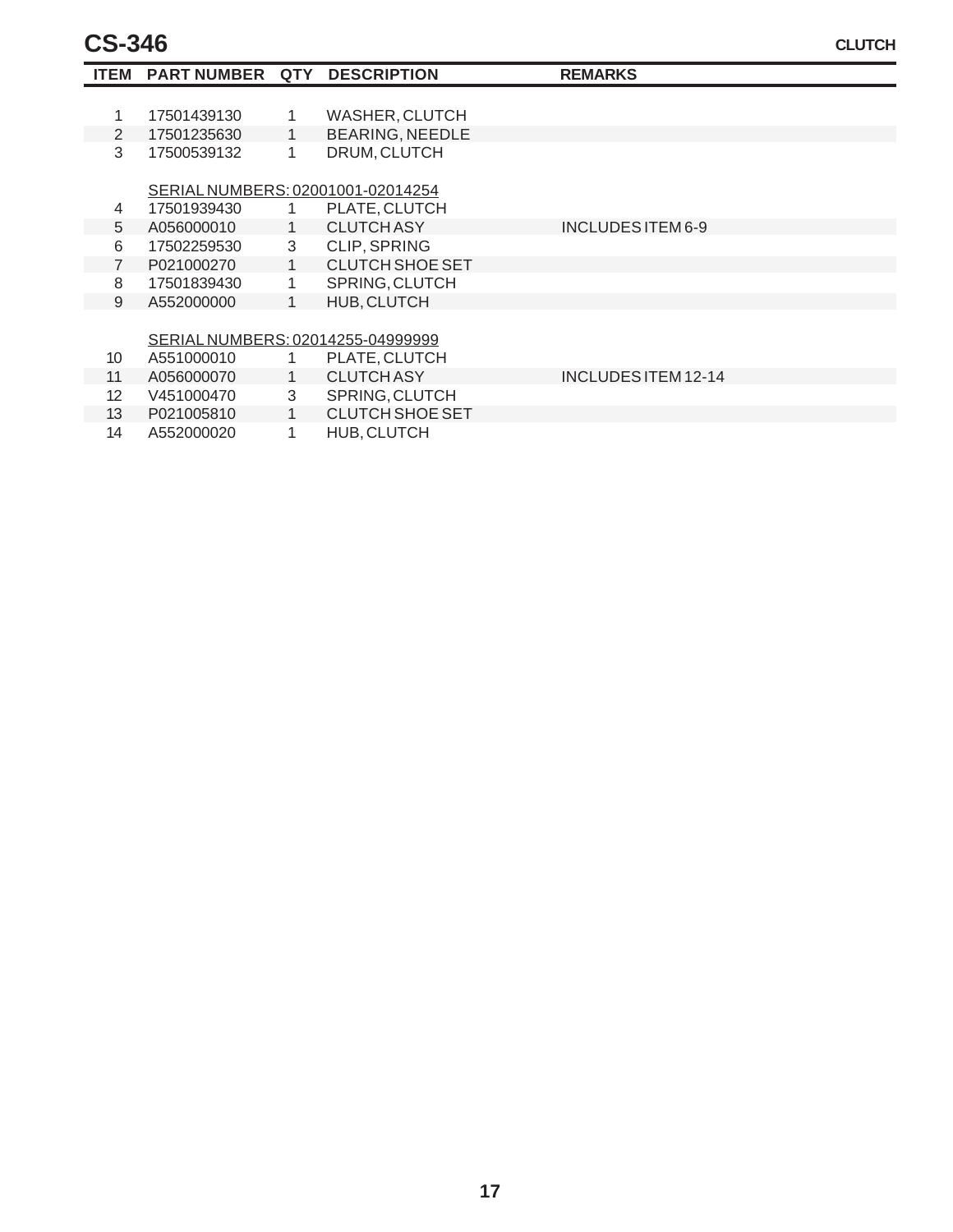# CS-346

## CLUTCH

| ITEM | PART NUMBER | QTY | DESCRIPTION | REMARKS |
|---|---|---|---|---|
| 1 | 17501439130 | 1 | WASHER, CLUTCH | |
| 2 | 17501235630 | 1 | BEARING, NEEDLE | |
| 3 | 17500539132 | 1 | DRUM, CLUTCH | |
| | SERIAL NUMBERS: 02001001-02014254 | | | |
| 4 | 17501939430 | 1 | PLATE, CLUTCH | |
| 5 | A056000010 | 1 | CLUTCH ASY | INCLUDES ITEM 6-9 |
| 6 | 17502259530 | 3 | CLIP, SPRING | |
| 7 | P021000270 | 1 | CLUTCH SHOE SET | |
| 8 | 17501839430 | 1 | SPRING, CLUTCH | |
| 9 | A552000000 | 1 | HUB, CLUTCH | |
| | SERIAL NUMBERS: 02014255-04999999 | | | |
| 10 | A551000010 | 1 | PLATE, CLUTCH | |
| 11 | A056000070 | 1 | CLUTCH ASY | INCLUDES ITEM 12-14 |
| 12 | V451000470 | 3 | SPRING, CLUTCH | |
| 13 | P021005810 | 1 | CLUTCH SHOE SET | |
| 14 | A552000020 | 1 | HUB, CLUTCH | |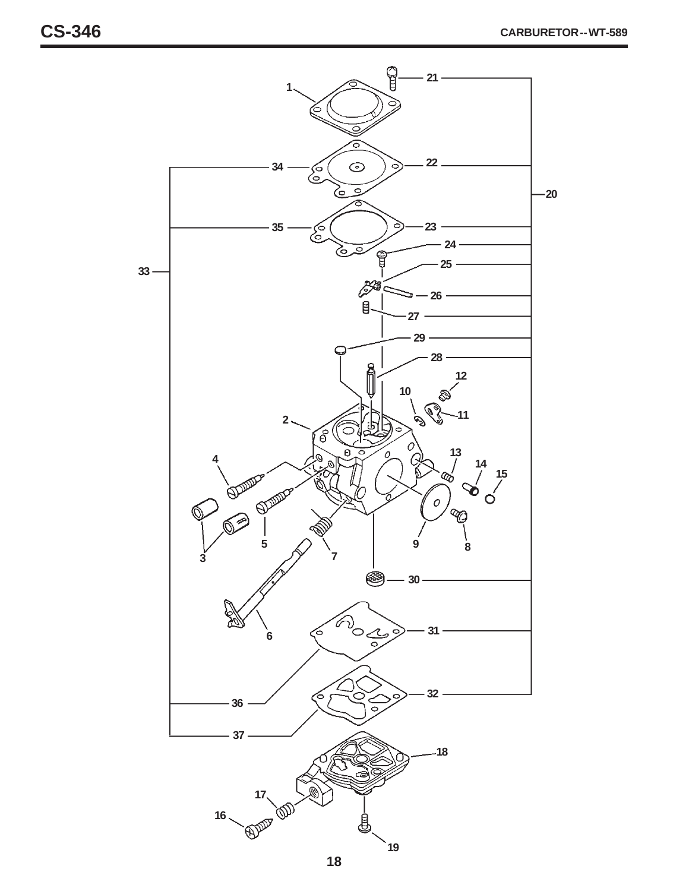## CARBURETOR -- WT-589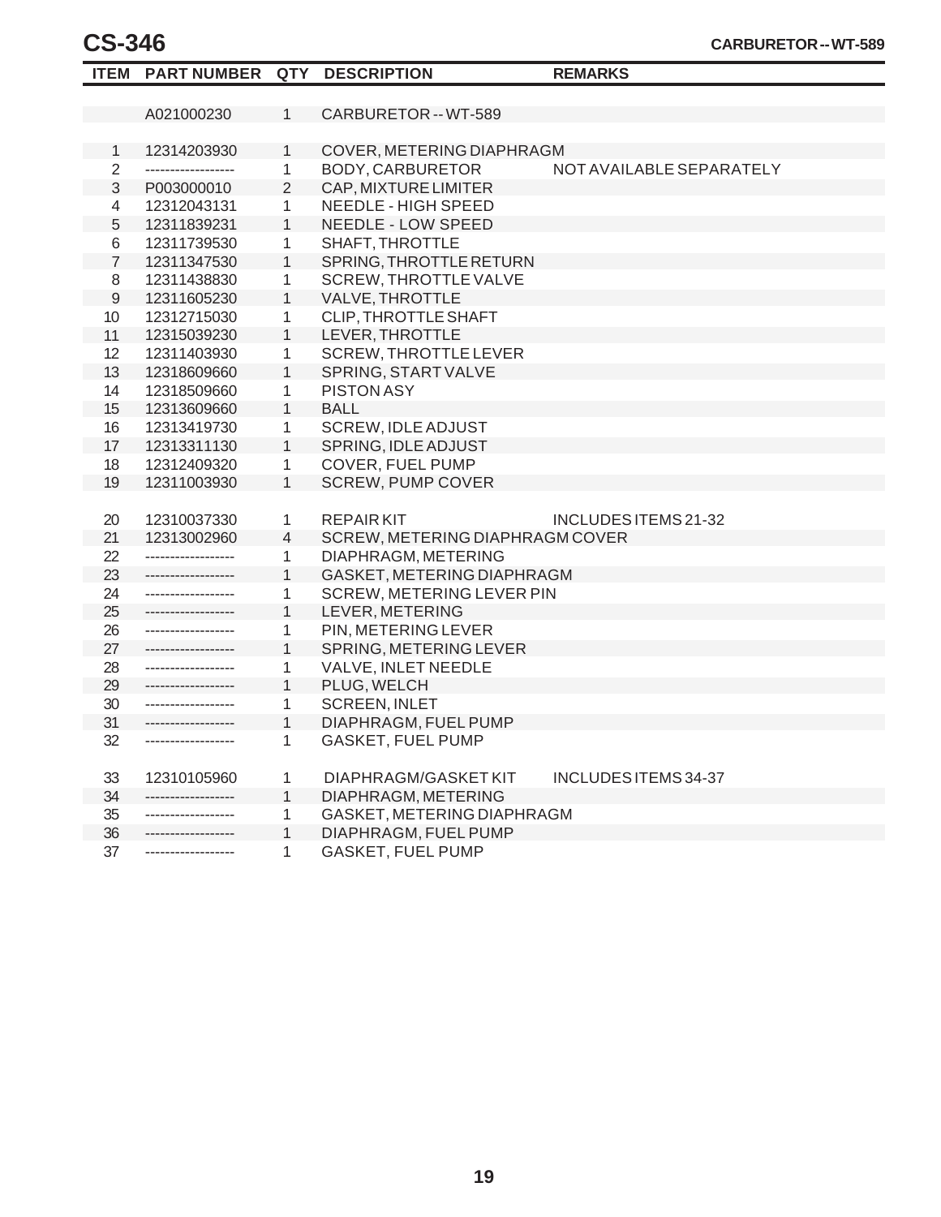# CS-346

## CARBURETOR -- WT-589

| ITEM | PART NUMBER | QTY | DESCRIPTION | REMARKS |
|---|---|---|---|---|
| | A021000230 | 1 | CARBURETOR -- WT-589 | |
| 1 | 12314203930 | 1 | COVER, METERING DIAPHRAGM | |
| 2 | ------------------ | 1 | BODY, CARBURETOR | NOT AVAILABLE SEPARATELY |
| 3 | P003000010 | 2 | CAP, MIXTURE LIMITER | |
| 4 | 12312043131 | 1 | NEEDLE - HIGH SPEED | |
| 5 | 12311839231 | 1 | NEEDLE - LOW SPEED | |
| 6 | 12311739530 | 1 | SHAFT, THROTTLE | |
| 7 | 12311347530 | 1 | SPRING, THROTTLE RETURN | |
| 8 | 12311438830 | 1 | SCREW, THROTTLE VALVE | |
| 9 | 12311605230 | 1 | VALVE, THROTTLE | |
| 10 | 12312715030 | 1 | CLIP, THROTTLE SHAFT | |
| 11 | 12315039230 | 1 | LEVER, THROTTLE | |
| 12 | 12311403930 | 1 | SCREW, THROTTLE LEVER | |
| 13 | 12318609660 | 1 | SPRING, START VALVE | |
| 14 | 12318509660 | 1 | PISTON ASY | |
| 15 | 12313609660 | 1 | BALL | |
| 16 | 12313419730 | 1 | SCREW, IDLE ADJUST | |
| 17 | 12313311130 | 1 | SPRING, IDLE ADJUST | |
| 18 | 12312409320 | 1 | COVER, FUEL PUMP | |
| 19 | 12311003930 | 1 | SCREW, PUMP COVER | |
| 20 | 12310037330 | 1 | REPAIR KIT | INCLUDES ITEMS 21-32 |
| 21 | 12313002960 | 4 | SCREW, METERING DIAPHRAGM COVER | |
| 22 | ------------------ | 1 | DIAPHRAGM, METERING | |
| 23 | ------------------ | 1 | GASKET, METERING DIAPHRAGM | |
| 24 | ------------------ | 1 | SCREW, METERING LEVER PIN | |
| 25 | ------------------ | 1 | LEVER, METERING | |
| 26 | ------------------ | 1 | PIN, METERING LEVER | |
| 27 | ------------------ | 1 | SPRING, METERING LEVER | |
| 28 | ------------------ | 1 | VALVE, INLET NEEDLE | |
| 29 | ------------------ | 1 | PLUG, WELCH | |
| 30 | ------------------ | 1 | SCREEN, INLET | |
| 31 | ------------------ | 1 | DIAPHRAGM, FUEL PUMP | |
| 32 | ------------------ | 1 | GASKET, FUEL PUMP | |
| 33 | 12310105960 | 1 | DIAPHRAGM/GASKET KIT | INCLUDES ITEMS 34-37 |
| 34 | ------------------ | 1 | DIAPHRAGM, METERING | |
| 35 | ------------------ | 1 | GASKET, METERING DIAPHRAGM | |
| 36 | ------------------ | 1 | DIAPHRAGM, FUEL PUMP | |
| 37 | ------------------ | 1 | GASKET, FUEL PUMP | |